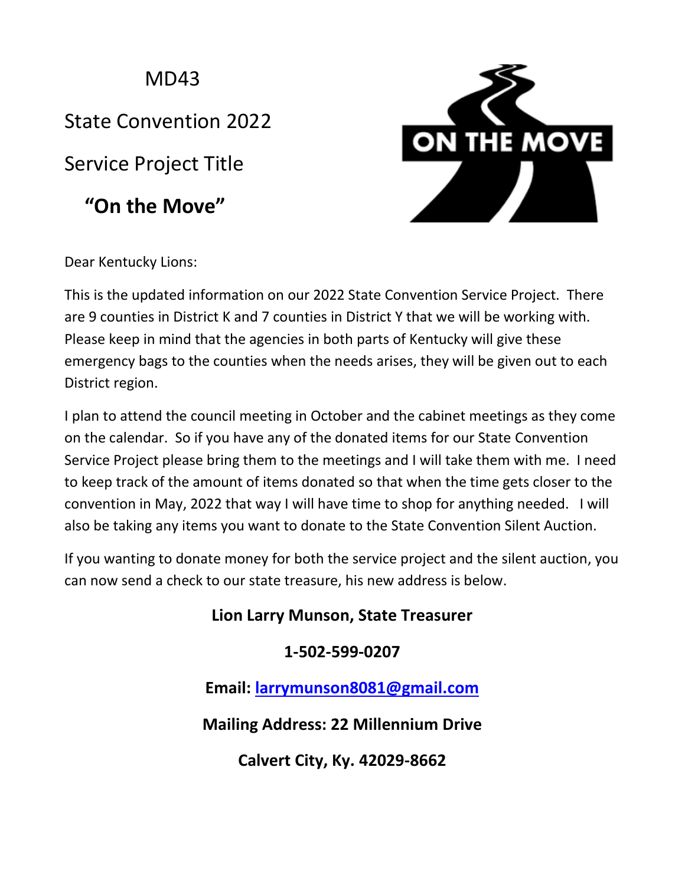MD43

State Convention 2022

Service Project Title

**"On the Move"**

ON THE MOVE

Dear Kentucky Lions:

This is the updated information on our 2022 State Convention Service Project. There are 9 counties in District K and 7 counties in District Y that we will be working with. Please keep in mind that the agencies in both parts of Kentucky will give these emergency bags to the counties when the needs arises, they will be given out to each District region.

I plan to attend the council meeting in October and the cabinet meetings as they come on the calendar. So if you have any of the donated items for our State Convention Service Project please bring them to the meetings and I will take them with me. I need to keep track of the amount of items donated so that when the time gets closer to the convention in May, 2022 that way I will have time to shop for anything needed. I will also be taking any items you want to donate to the State Convention Silent Auction.

If you wanting to donate money for both the service project and the silent auction, you can now send a check to our state treasure, his new address is below.

**Lion Larry Munson, State Treasurer**

**1-502-599-0207**

**Email: larrymunson8081@gmail.com**

**Mailing Address: 22 Millennium Drive**

**Calvert City, Ky. 42029-8662**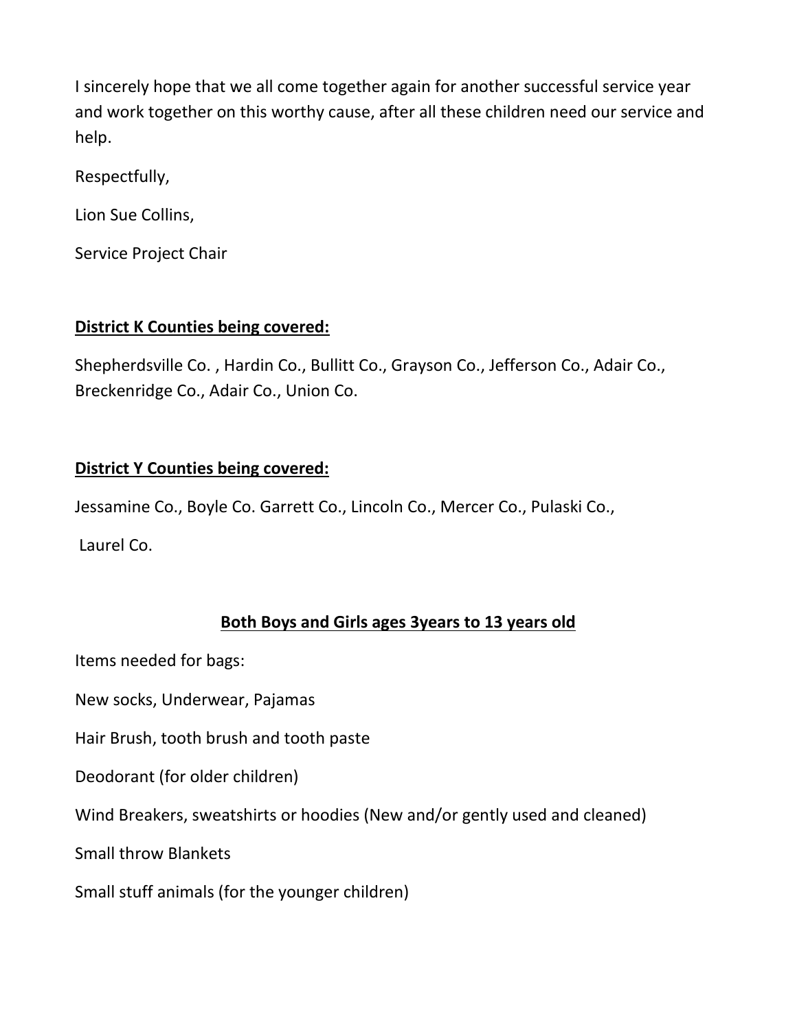I sincerely hope that we all come together again for another successful service year and work together on this worthy cause, after all these children need our service and help.

Respectfully,

Lion Sue Collins,

Service Project Chair

**<u>District K Counties being covered:</u>**

Shepherdsville Co. , Hardin Co., Bullitt Co., Grayson Co., Jefferson Co., Adair Co., Breckenridge Co., Adair Co., Union Co.

**<u>District Y Counties being covered:</u>**

Jessamine Co., Boyle Co. Garrett Co., Lincoln Co., Mercer Co., Pulaski Co.,

Laurel Co.

**<u>Both Boys and Girls ages 3years to 13 years old</u>**

Items needed for bags:

New socks, Underwear, Pajamas

Hair Brush, tooth brush and tooth paste

Deodorant (for older children)

Wind Breakers, sweatshirts or hoodies (New and/or gently used and cleaned)

Small throw Blankets

Small stuff animals (for the younger children)